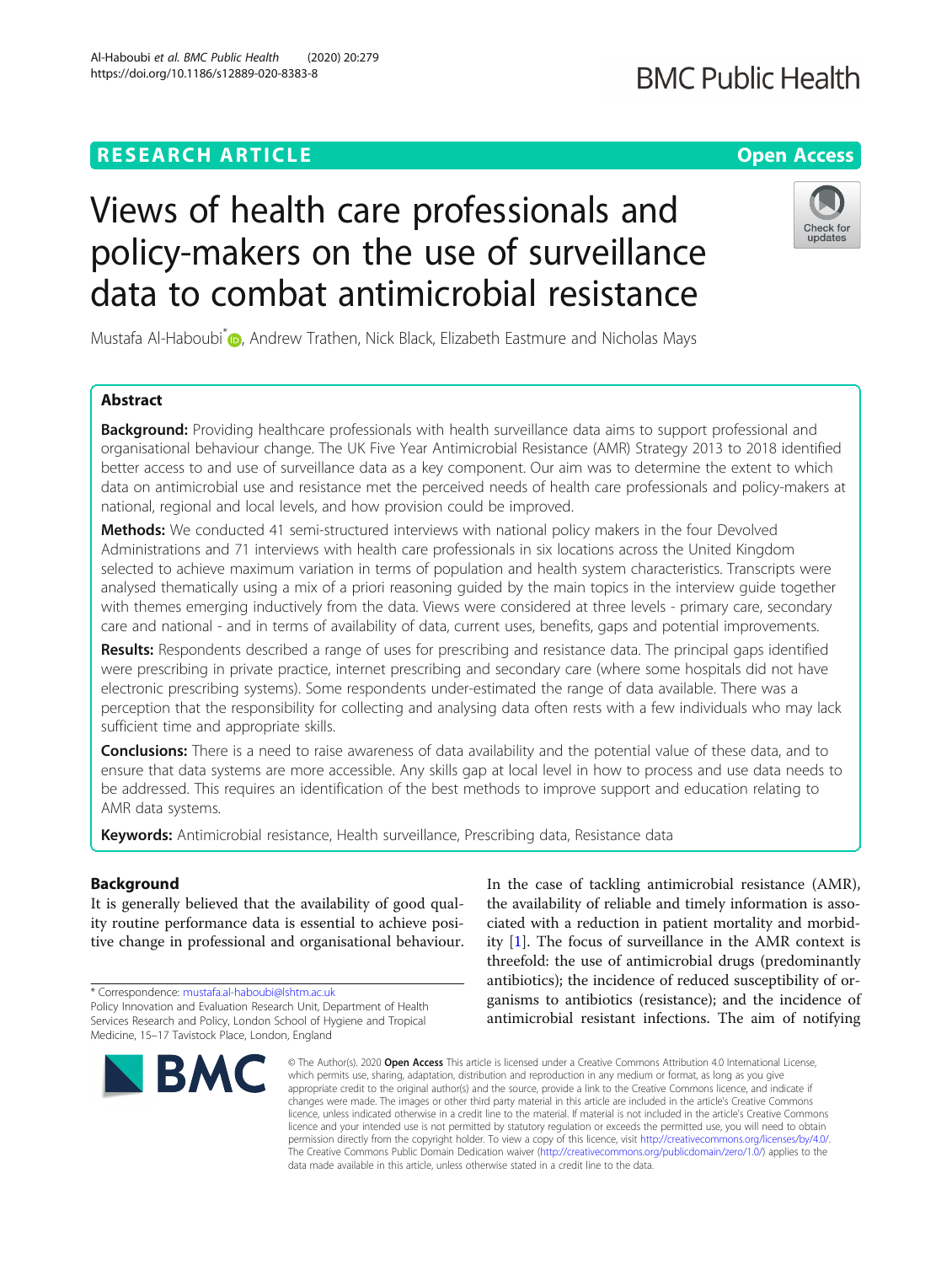# Views of health care professionals and policy-makers on the use of surveillance data to combat antimicrobial resistance

Mustafa Al-Haboubi*, Andrew Trathen, Nick Black, Elizabeth Eastmure and Nicholas Mays

## Abstract

**Background:** Providing healthcare professionals with health surveillance data aims to support professional and organisational behaviour change. The UK Five Year Antimicrobial Resistance (AMR) Strategy 2013 to 2018 identified better access to and use of surveillance data as a key component. Our aim was to determine the extent to which data on antimicrobial use and resistance met the perceived needs of health care professionals and policy-makers at national, regional and local levels, and how provision could be improved.

**Methods:** We conducted 41 semi-structured interviews with national policy makers in the four Devolved Administrations and 71 interviews with health care professionals in six locations across the United Kingdom selected to achieve maximum variation in terms of population and health system characteristics. Transcripts were analysed thematically using a mix of a priori reasoning guided by the main topics in the interview guide together with themes emerging inductively from the data. Views were considered at three levels - primary care, secondary care and national - and in terms of availability of data, current uses, benefits, gaps and potential improvements.

**Results:** Respondents described a range of uses for prescribing and resistance data. The principal gaps identified were prescribing in private practice, internet prescribing and secondary care (where some hospitals did not have electronic prescribing systems). Some respondents under-estimated the range of data available. There was a perception that the responsibility for collecting and analysing data often rests with a few individuals who may lack sufficient time and appropriate skills.

**Conclusions:** There is a need to raise awareness of data availability and the potential value of these data, and to ensure that data systems are more accessible. Any skills gap at local level in how to process and use data needs to be addressed. This requires an identification of the best methods to improve support and education relating to AMR data systems.

**Keywords:** Antimicrobial resistance, Health surveillance, Prescribing data, Resistance data

## Background

It is generally believed that the availability of good quality routine performance data is essential to achieve positive change in professional and organisational behaviour. In the case of tackling antimicrobial resistance (AMR), the availability of reliable and timely information is associated with a reduction in patient mortality and morbidity [1]. The focus of surveillance in the AMR context is threefold: the use of antimicrobial drugs (predominantly antibiotics); the incidence of reduced susceptibility of organisms to antibiotics (resistance); and the incidence of antimicrobial resistant infections. The aim of notifying

\* Correspondence: mustafa.al-haboubi@lshtm.ac.uk
Policy Innovation and Evaluation Research Unit, Department of Health Services Research and Policy, London School of Hygiene and Tropical Medicine, 15–17 Tavistock Place, London, England

© The Author(s). 2020 **Open Access** This article is licensed under a Creative Commons Attribution 4.0 International License, which permits use, sharing, adaptation, distribution and reproduction in any medium or format, as long as you give appropriate credit to the original author(s) and the source, provide a link to the Creative Commons licence, and indicate if changes were made. The images or other third party material in this article are included in the article's Creative Commons licence, unless indicated otherwise in a credit line to the material. If material is not included in the article's Creative Commons licence and your intended use is not permitted by statutory regulation or exceeds the permitted use, you will need to obtain permission directly from the copyright holder. To view a copy of this licence, visit http://creativecommons.org/licenses/by/4.0/. The Creative Commons Public Domain Dedication waiver (http://creativecommons.org/publicdomain/zero/1.0/) applies to the data made available in this article, unless otherwise stated in a credit line to the data.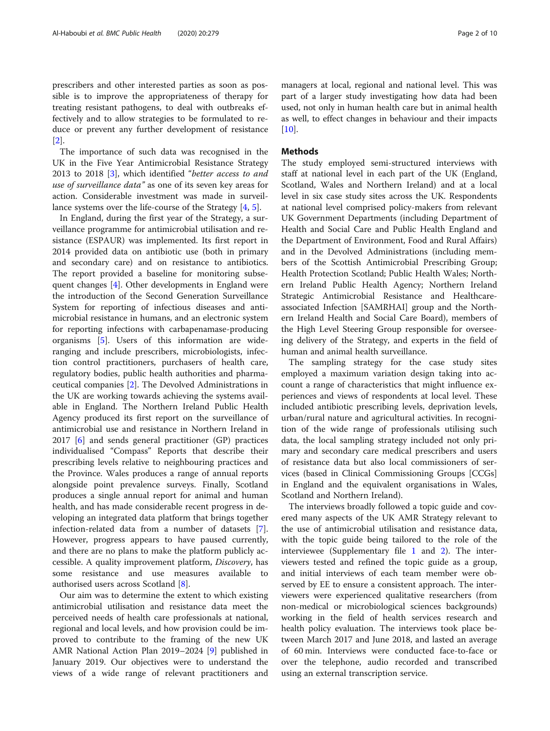prescribers and other interested parties as soon as possible is to improve the appropriateness of therapy for treating resistant pathogens, to deal with outbreaks effectively and to allow strategies to be formulated to reduce or prevent any further development of resistance [2].

The importance of such data was recognised in the UK in the Five Year Antimicrobial Resistance Strategy 2013 to 2018 [3], which identified "*better access to and use of surveillance data"* as one of its seven key areas for action. Considerable investment was made in surveillance systems over the life-course of the Strategy [4, 5].

In England, during the first year of the Strategy, a surveillance programme for antimicrobial utilisation and resistance (ESPAUR) was implemented. Its first report in 2014 provided data on antibiotic use (both in primary and secondary care) and on resistance to antibiotics. The report provided a baseline for monitoring subsequent changes [4]. Other developments in England were the introduction of the Second Generation Surveillance System for reporting of infectious diseases and antimicrobial resistance in humans, and an electronic system for reporting infections with carbapenamase-producing organisms [5]. Users of this information are wide-ranging and include prescribers, microbiologists, infection control practitioners, purchasers of health care, regulatory bodies, public health authorities and pharmaceutical companies [2]. The Devolved Administrations in the UK are working towards achieving the systems available in England. The Northern Ireland Public Health Agency produced its first report on the surveillance of antimicrobial use and resistance in Northern Ireland in 2017 [6] and sends general practitioner (GP) practices individualised "Compass" Reports that describe their prescribing levels relative to neighbouring practices and the Province. Wales produces a range of annual reports alongside point prevalence surveys. Finally, Scotland produces a single annual report for animal and human health, and has made considerable recent progress in developing an integrated data platform that brings together infection-related data from a number of datasets [7]. However, progress appears to have paused currently, and there are no plans to make the platform publicly accessible. A quality improvement platform, *Discovery*, has some resistance and use measures available to authorised users across Scotland [8].

Our aim was to determine the extent to which existing antimicrobial utilisation and resistance data meet the perceived needs of health care professionals at national, regional and local levels, and how provision could be improved to contribute to the framing of the new UK AMR National Action Plan 2019–2024 [9] published in January 2019. Our objectives were to understand the views of a wide range of relevant practitioners and managers at local, regional and national level. This was part of a larger study investigating how data had been used, not only in human health care but in animal health as well, to effect changes in behaviour and their impacts [10].

## Methods

The study employed semi-structured interviews with staff at national level in each part of the UK (England, Scotland, Wales and Northern Ireland) and at a local level in six case study sites across the UK. Respondents at national level comprised policy-makers from relevant UK Government Departments (including Department of Health and Social Care and Public Health England and the Department of Environment, Food and Rural Affairs) and in the Devolved Administrations (including members of the Scottish Antimicrobial Prescribing Group; Health Protection Scotland; Public Health Wales; Northern Ireland Public Health Agency; Northern Ireland Strategic Antimicrobial Resistance and Healthcare-associated Infection [SAMRHAI] group and the Northern Ireland Health and Social Care Board), members of the High Level Steering Group responsible for overseeing delivery of the Strategy, and experts in the field of human and animal health surveillance.

The sampling strategy for the case study sites employed a maximum variation design taking into account a range of characteristics that might influence experiences and views of respondents at local level. These included antibiotic prescribing levels, deprivation levels, urban/rural nature and agricultural activities. In recognition of the wide range of professionals utilising such data, the local sampling strategy included not only primary and secondary care medical prescribers and users of resistance data but also local commissioners of services (based in Clinical Commissioning Groups [CCGs] in England and the equivalent organisations in Wales, Scotland and Northern Ireland).

The interviews broadly followed a topic guide and covered many aspects of the UK AMR Strategy relevant to the use of antimicrobial utilisation and resistance data, with the topic guide being tailored to the role of the interviewee (Supplementary file 1 and 2). The interviewers tested and refined the topic guide as a group, and initial interviews of each team member were observed by EE to ensure a consistent approach. The interviewers were experienced qualitative researchers (from non-medical or microbiological sciences backgrounds) working in the field of health services research and health policy evaluation. The interviews took place between March 2017 and June 2018, and lasted an average of 60 min. Interviews were conducted face-to-face or over the telephone, audio recorded and transcribed using an external transcription service.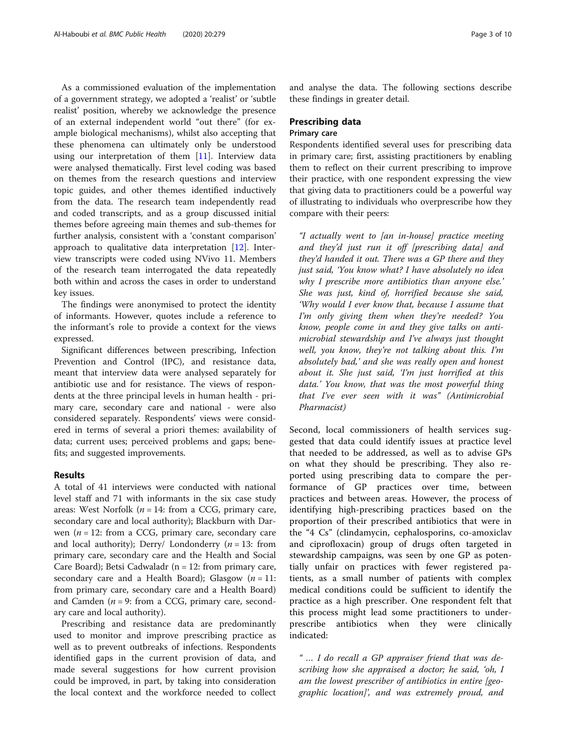As a commissioned evaluation of the implementation of a government strategy, we adopted a 'realist' or 'subtle realist' position, whereby we acknowledge the presence of an external independent world "out there" (for example biological mechanisms), whilst also accepting that these phenomena can ultimately only be understood using our interpretation of them [11]. Interview data were analysed thematically. First level coding was based on themes from the research questions and interview topic guides, and other themes identified inductively from the data. The research team independently read and coded transcripts, and as a group discussed initial themes before agreeing main themes and sub-themes for further analysis, consistent with a 'constant comparison' approach to qualitative data interpretation [12]. Interview transcripts were coded using NVivo 11. Members of the research team interrogated the data repeatedly both within and across the cases in order to understand key issues.

The findings were anonymised to protect the identity of informants. However, quotes include a reference to the informant's role to provide a context for the views expressed.

Significant differences between prescribing, Infection Prevention and Control (IPC), and resistance data, meant that interview data were analysed separately for antibiotic use and for resistance. The views of respondents at the three principal levels in human health - primary care, secondary care and national - were also considered separately. Respondents' views were considered in terms of several a priori themes: availability of data; current uses; perceived problems and gaps; benefits; and suggested improvements.

## Results

A total of 41 interviews were conducted with national level staff and 71 with informants in the six case study areas: West Norfolk ($n = 14$: from a CCG, primary care, secondary care and local authority); Blackburn with Darwen ($n = 12$: from a CCG, primary care, secondary care and local authority); Derry/ Londonderry ($n = 13$: from primary care, secondary care and the Health and Social Care Board); Betsi Cadwaladr ($n = 12$: from primary care, secondary care and a Health Board); Glasgow ($n = 11$: from primary care, secondary care and a Health Board) and Camden ($n = 9$: from a CCG, primary care, secondary care and local authority).

Prescribing and resistance data are predominantly used to monitor and improve prescribing practice as well as to prevent outbreaks of infections. Respondents identified gaps in the current provision of data, and made several suggestions for how current provision could be improved, in part, by taking into consideration the local context and the workforce needed to collect and analyse the data. The following sections describe these findings in greater detail.

## Prescribing data

### Primary care

Respondents identified several uses for prescribing data in primary care; first, assisting practitioners by enabling them to reflect on their current prescribing to improve their practice, with one respondent expressing the view that giving data to practitioners could be a powerful way of illustrating to individuals who overprescribe how they compare with their peers:

> *"I actually went to [an in-house] practice meeting and they'd just run it off [prescribing data] and they'd handed it out. There was a GP there and they just said, 'You know what? I have absolutely no idea why I prescribe more antibiotics than anyone else.' She was just, kind of, horrified because she said, 'Why would I ever know that, because I assume that I'm only giving them when they're needed? You know, people come in and they give talks on antimicrobial stewardship and I've always just thought well, you know, they're not talking about this. I'm absolutely bad,' and she was really open and honest about it. She just said, 'I'm just horrified at this data.' You know, that was the most powerful thing that I've ever seen with it was"* (Antimicrobial Pharmacist)

Second, local commissioners of health services suggested that data could identify issues at practice level that needed to be addressed, as well as to advise GPs on what they should be prescribing. They also reported using prescribing data to compare the performance of GP practices over time, between practices and between areas. However, the process of identifying high-prescribing practices based on the proportion of their prescribed antibiotics that were in the "4 Cs" (clindamycin, cephalosporins, co-amoxiclav and ciprofloxacin) group of drugs often targeted in stewardship campaigns, was seen by one GP as potentially unfair on practices with fewer registered patients, as a small number of patients with complex medical conditions could be sufficient to identify the practice as a high prescriber. One respondent felt that this process might lead some practitioners to under-prescribe antibiotics when they were clinically indicated:

> *" … I do recall a GP appraiser friend that was describing how she appraised a doctor; he said, 'oh, I am the lowest prescriber of antibiotics in entire [geographic location]', and was extremely proud, and*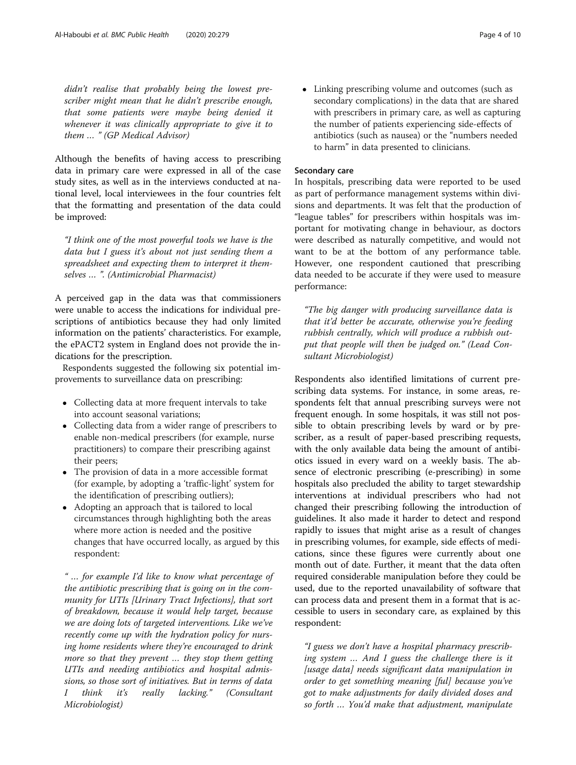*didn't realise that probably being the lowest prescriber might mean that he didn't prescribe enough, that some patients were maybe being denied it whenever it was clinically appropriate to give it to them … " (GP Medical Advisor)*

Although the benefits of having access to prescribing data in primary care were expressed in all of the case study sites, as well as in the interviews conducted at national level, local interviewees in the four countries felt that the formatting and presentation of the data could be improved:

*"I think one of the most powerful tools we have is the data but I guess it's about not just sending them a spreadsheet and expecting them to interpret it themselves … ". (Antimicrobial Pharmacist)*

A perceived gap in the data was that commissioners were unable to access the indications for individual prescriptions of antibiotics because they had only limited information on the patients' characteristics. For example, the ePACT2 system in England does not provide the indications for the prescription.

Respondents suggested the following six potential improvements to surveillance data on prescribing:

- Collecting data at more frequent intervals to take into account seasonal variations;
- Collecting data from a wider range of prescribers to enable non-medical prescribers (for example, nurse practitioners) to compare their prescribing against their peers;
- The provision of data in a more accessible format (for example, by adopting a 'traffic-light' system for the identification of prescribing outliers);
- Adopting an approach that is tailored to local circumstances through highlighting both the areas where more action is needed and the positive changes that have occurred locally, as argued by this respondent:

*" … for example I'd like to know what percentage of the antibiotic prescribing that is going on in the community for UTIs [Urinary Tract Infections], that sort of breakdown, because it would help target, because we are doing lots of targeted interventions. Like we've recently come up with the hydration policy for nursing home residents where they're encouraged to drink more so that they prevent … they stop them getting UTIs and needing antibiotics and hospital admissions, so those sort of initiatives. But in terms of data I think it's really lacking." (Consultant Microbiologist)*

- Linking prescribing volume and outcomes (such as secondary complications) in the data that are shared with prescribers in primary care, as well as capturing the number of patients experiencing side-effects of antibiotics (such as nausea) or the "numbers needed to harm" in data presented to clinicians.

#### Secondary care

In hospitals, prescribing data were reported to be used as part of performance management systems within divisions and departments. It was felt that the production of "league tables" for prescribers within hospitals was important for motivating change in behaviour, as doctors were described as naturally competitive, and would not want to be at the bottom of any performance table. However, one respondent cautioned that prescribing data needed to be accurate if they were used to measure performance:

*"The big danger with producing surveillance data is that it'd better be accurate, otherwise you're feeding rubbish centrally, which will produce a rubbish output that people will then be judged on." (Lead Consultant Microbiologist)*

Respondents also identified limitations of current prescribing data systems. For instance, in some areas, respondents felt that annual prescribing surveys were not frequent enough. In some hospitals, it was still not possible to obtain prescribing levels by ward or by prescriber, as a result of paper-based prescribing requests, with the only available data being the amount of antibiotics issued in every ward on a weekly basis. The absence of electronic prescribing (e-prescribing) in some hospitals also precluded the ability to target stewardship interventions at individual prescribers who had not changed their prescribing following the introduction of guidelines. It also made it harder to detect and respond rapidly to issues that might arise as a result of changes in prescribing volumes, for example, side effects of medications, since these figures were currently about one month out of date. Further, it meant that the data often required considerable manipulation before they could be used, due to the reported unavailability of software that can process data and present them in a format that is accessible to users in secondary care, as explained by this respondent:

*"I guess we don't have a hospital pharmacy prescribing system … And I guess the challenge there is it [usage data] needs significant data manipulation in order to get something meaning [ful] because you've got to make adjustments for daily divided doses and so forth … You'd make that adjustment, manipulate*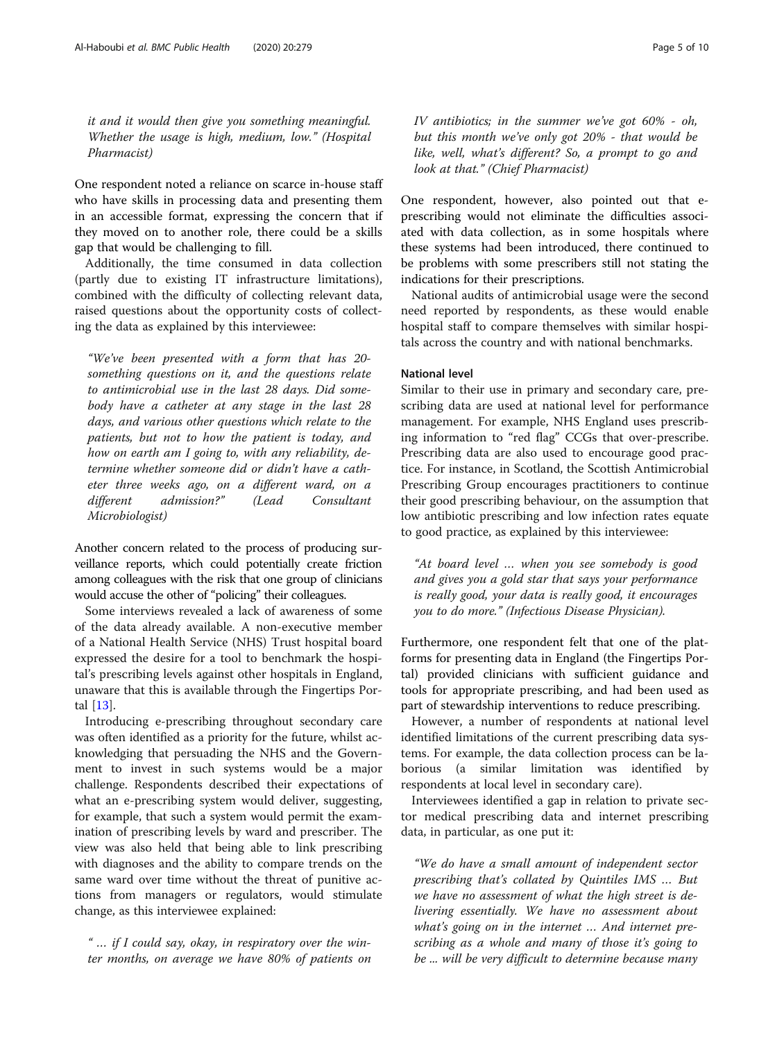*it and it would then give you something meaningful. Whether the usage is high, medium, low." (Hospital Pharmacist)*

One respondent noted a reliance on scarce in-house staff who have skills in processing data and presenting them in an accessible format, expressing the concern that if they moved on to another role, there could be a skills gap that would be challenging to fill.

Additionally, the time consumed in data collection (partly due to existing IT infrastructure limitations), combined with the difficulty of collecting relevant data, raised questions about the opportunity costs of collecting the data as explained by this interviewee:

> *"We've been presented with a form that has 20-something questions on it, and the questions relate to antimicrobial use in the last 28 days. Did somebody have a catheter at any stage in the last 28 days, and various other questions which relate to the patients, but not to how the patient is today, and how on earth am I going to, with any reliability, determine whether someone did or didn't have a catheter three weeks ago, on a different ward, on a different admission?" (Lead Consultant Microbiologist)*

Another concern related to the process of producing surveillance reports, which could potentially create friction among colleagues with the risk that one group of clinicians would accuse the other of "policing" their colleagues.

Some interviews revealed a lack of awareness of some of the data already available. A non-executive member of a National Health Service (NHS) Trust hospital board expressed the desire for a tool to benchmark the hospital's prescribing levels against other hospitals in England, unaware that this is available through the Fingertips Portal [13].

Introducing e-prescribing throughout secondary care was often identified as a priority for the future, whilst acknowledging that persuading the NHS and the Government to invest in such systems would be a major challenge. Respondents described their expectations of what an e-prescribing system would deliver, suggesting, for example, that such a system would permit the examination of prescribing levels by ward and prescriber. The view was also held that being able to link prescribing with diagnoses and the ability to compare trends on the same ward over time without the threat of punitive actions from managers or regulators, would stimulate change, as this interviewee explained:

> *" … if I could say, okay, in respiratory over the winter months, on average we have 80% of patients on IV antibiotics; in the summer we've got 60% - oh, but this month we've only got 20% - that would be like, well, what's different? So, a prompt to go and look at that." (Chief Pharmacist)*

One respondent, however, also pointed out that e-prescribing would not eliminate the difficulties associated with data collection, as in some hospitals where these systems had been introduced, there continued to be problems with some prescribers still not stating the indications for their prescriptions.

National audits of antimicrobial usage were the second need reported by respondents, as these would enable hospital staff to compare themselves with similar hospitals across the country and with national benchmarks.

#### National level

Similar to their use in primary and secondary care, prescribing data are used at national level for performance management. For example, NHS England uses prescribing information to "red flag" CCGs that over-prescribe. Prescribing data are also used to encourage good practice. For instance, in Scotland, the Scottish Antimicrobial Prescribing Group encourages practitioners to continue their good prescribing behaviour, on the assumption that low antibiotic prescribing and low infection rates equate to good practice, as explained by this interviewee:

> *"At board level … when you see somebody is good and gives you a gold star that says your performance is really good, your data is really good, it encourages you to do more." (Infectious Disease Physician).*

Furthermore, one respondent felt that one of the platforms for presenting data in England (the Fingertips Portal) provided clinicians with sufficient guidance and tools for appropriate prescribing, and had been used as part of stewardship interventions to reduce prescribing.

However, a number of respondents at national level identified limitations of the current prescribing data systems. For example, the data collection process can be laborious (a similar limitation was identified by respondents at local level in secondary care).

Interviewees identified a gap in relation to private sector medical prescribing data and internet prescribing data, in particular, as one put it:

> *"We do have a small amount of independent sector prescribing that's collated by Quintiles IMS … But we have no assessment of what the high street is delivering essentially. We have no assessment about what's going on in the internet … And internet prescribing as a whole and many of those it's going to be ... will be very difficult to determine because many*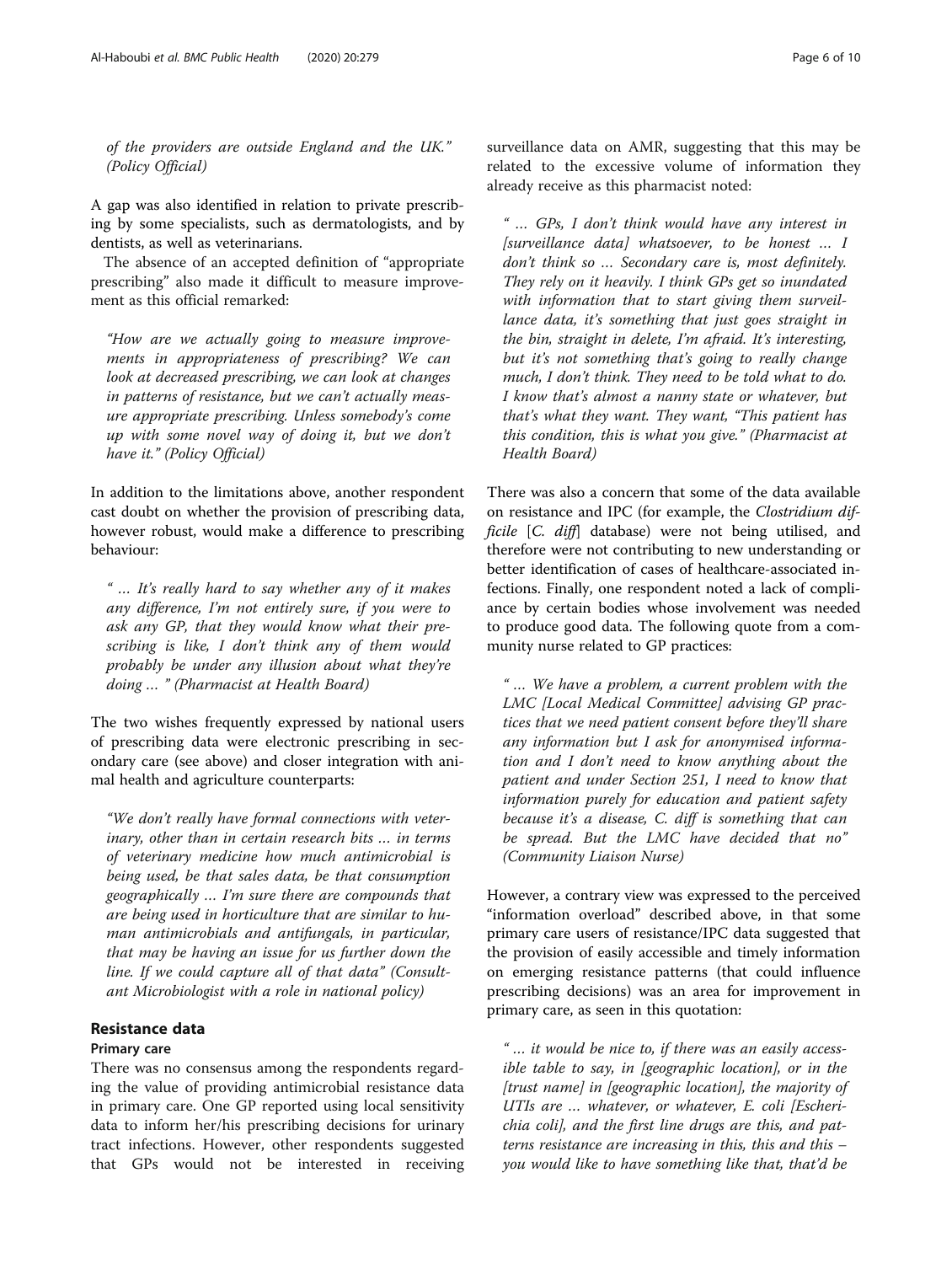*of the providers are outside England and the UK." (Policy Official)*

A gap was also identified in relation to private prescribing by some specialists, such as dermatologists, and by dentists, as well as veterinarians.

The absence of an accepted definition of "appropriate prescribing" also made it difficult to measure improvement as this official remarked:

> *"How are we actually going to measure improvements in appropriateness of prescribing? We can look at decreased prescribing, we can look at changes in patterns of resistance, but we can't actually measure appropriate prescribing. Unless somebody's come up with some novel way of doing it, but we don't have it." (Policy Official)*

In addition to the limitations above, another respondent cast doubt on whether the provision of prescribing data, however robust, would make a difference to prescribing behaviour:

> *" … It's really hard to say whether any of it makes any difference, I'm not entirely sure, if you were to ask any GP, that they would know what their prescribing is like, I don't think any of them would probably be under any illusion about what they're doing … " (Pharmacist at Health Board)*

The two wishes frequently expressed by national users of prescribing data were electronic prescribing in secondary care (see above) and closer integration with animal health and agriculture counterparts:

> *"We don't really have formal connections with veterinary, other than in certain research bits … in terms of veterinary medicine how much antimicrobial is being used, be that sales data, be that consumption geographically … I'm sure there are compounds that are being used in horticulture that are similar to human antimicrobials and antifungals, in particular, that may be having an issue for us further down the line. If we could capture all of that data" (Consultant Microbiologist with a role in national policy)*

## Resistance data

### Primary care

There was no consensus among the respondents regarding the value of providing antimicrobial resistance data in primary care. One GP reported using local sensitivity data to inform her/his prescribing decisions for urinary tract infections. However, other respondents suggested that GPs would not be interested in receiving surveillance data on AMR, suggesting that this may be related to the excessive volume of information they already receive as this pharmacist noted:

> *" … GPs, I don't think would have any interest in [surveillance data] whatsoever, to be honest … I don't think so … Secondary care is, most definitely. They rely on it heavily. I think GPs get so inundated with information that to start giving them surveillance data, it's something that just goes straight in the bin, straight in delete, I'm afraid. It's interesting, but it's not something that's going to really change much, I don't think. They need to be told what to do. I know that's almost a nanny state or whatever, but that's what they want. They want, "This patient has this condition, this is what you give." (Pharmacist at Health Board)*

There was also a concern that some of the data available on resistance and IPC (for example, the *Clostridium difficile* [*C. diff*] database) were not being utilised, and therefore were not contributing to new understanding or better identification of cases of healthcare-associated infections. Finally, one respondent noted a lack of compliance by certain bodies whose involvement was needed to produce good data. The following quote from a community nurse related to GP practices:

> *" … We have a problem, a current problem with the LMC [Local Medical Committee] advising GP practices that we need patient consent before they'll share any information but I ask for anonymised information and I don't need to know anything about the patient and under Section 251, I need to know that information purely for education and patient safety because it's a disease, C. diff is something that can be spread. But the LMC have decided that no" (Community Liaison Nurse)*

However, a contrary view was expressed to the perceived "information overload" described above, in that some primary care users of resistance/IPC data suggested that the provision of easily accessible and timely information on emerging resistance patterns (that could influence prescribing decisions) was an area for improvement in primary care, as seen in this quotation:

> *" … it would be nice to, if there was an easily accessible table to say, in [geographic location], or in the [trust name] in [geographic location], the majority of UTIs are … whatever, or whatever, E. coli [Escherichia coli], and the first line drugs are this, and patterns resistance are increasing in this, this and this – you would like to have something like that, that'd be*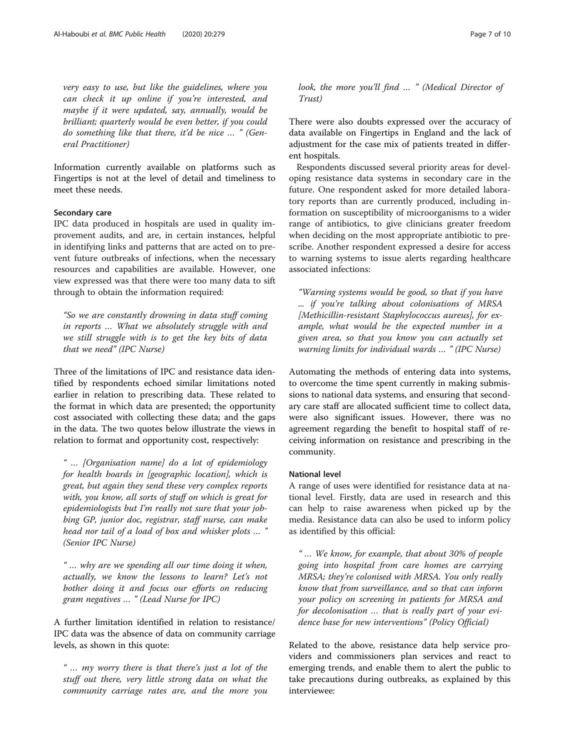*very easy to use, but like the guidelines, where you can check it up online if you're interested, and maybe if it were updated, say, annually, would be brilliant; quarterly would be even better, if you could do something like that there, it'd be nice … " (General Practitioner)*

Information currently available on platforms such as Fingertips is not at the level of detail and timeliness to meet these needs.

### Secondary care

IPC data produced in hospitals are used in quality improvement audits, and are, in certain instances, helpful in identifying links and patterns that are acted on to prevent future outbreaks of infections, when the necessary resources and capabilities are available. However, one view expressed was that there were too many data to sift through to obtain the information required:

*"So we are constantly drowning in data stuff coming in reports … What we absolutely struggle with and we still struggle with is to get the key bits of data that we need" (IPC Nurse)*

Three of the limitations of IPC and resistance data identified by respondents echoed similar limitations noted earlier in relation to prescribing data. These related to the format in which data are presented; the opportunity cost associated with collecting these data; and the gaps in the data. The two quotes below illustrate the views in relation to format and opportunity cost, respectively:

*" … [Organisation name] do a lot of epidemiology for health boards in [geographic location], which is great, but again they send these very complex reports with, you know, all sorts of stuff on which is great for epidemiologists but I'm really not sure that your jobbing GP, junior doc, registrar, staff nurse, can make head nor tail of a load of box and whisker plots … " (Senior IPC Nurse)*

*" … why are we spending all our time doing it when, actually, we know the lessons to learn? Let's not bother doing it and focus our efforts on reducing gram negatives … " (Lead Nurse for IPC)*

A further limitation identified in relation to resistance/IPC data was the absence of data on community carriage levels, as shown in this quote:

*" … my worry there is that there's just a lot of the stuff out there, very little strong data on what the community carriage rates are, and the more you look, the more you'll find … " (Medical Director of Trust)*

There were also doubts expressed over the accuracy of data available on Fingertips in England and the lack of adjustment for the case mix of patients treated in different hospitals.

Respondents discussed several priority areas for developing resistance data systems in secondary care in the future. One respondent asked for more detailed laboratory reports than are currently produced, including information on susceptibility of microorganisms to a wider range of antibiotics, to give clinicians greater freedom when deciding on the most appropriate antibiotic to prescribe. Another respondent expressed a desire for access to warning systems to issue alerts regarding healthcare associated infections:

*"Warning systems would be good, so that if you have ... if you're talking about colonisations of MRSA [Methicillin-resistant Staphylococcus aureus], for example, what would be the expected number in a given area, so that you know you can actually set warning limits for individual wards … " (IPC Nurse)*

Automating the methods of entering data into systems, to overcome the time spent currently in making submissions to national data systems, and ensuring that secondary care staff are allocated sufficient time to collect data, were also significant issues. However, there was no agreement regarding the benefit to hospital staff of receiving information on resistance and prescribing in the community.

### National level

A range of uses were identified for resistance data at national level. Firstly, data are used in research and this can help to raise awareness when picked up by the media. Resistance data can also be used to inform policy as identified by this official:

*" … We know, for example, that about 30% of people going into hospital from care homes are carrying MRSA; they're colonised with MRSA. You only really know that from surveillance, and so that can inform your policy on screening in patients for MRSA and for decolonisation … that is really part of your evidence base for new interventions" (Policy Official)*

Related to the above, resistance data help service providers and commissioners plan services and react to emerging trends, and enable them to alert the public to take precautions during outbreaks, as explained by this interviewee: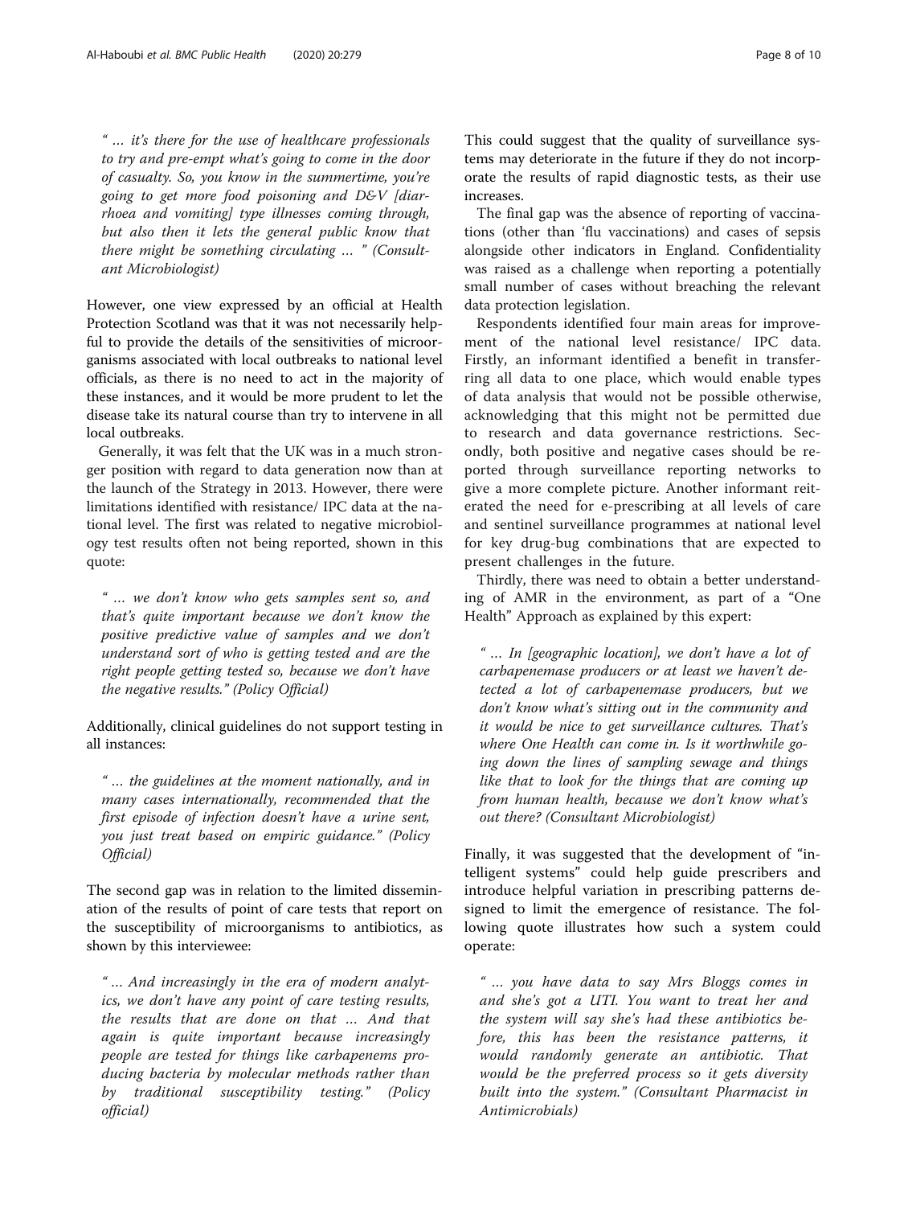> "… it's there for the use of healthcare professionals to try and pre-empt what's going to come in the door of casualty. So, you know in the summertime, you're going to get more food poisoning and D&V [diarrhoea and vomiting] type illnesses coming through, but also then it lets the general public know that there might be something circulating … " (Consultant Microbiologist)

However, one view expressed by an official at Health Protection Scotland was that it was not necessarily helpful to provide the details of the sensitivities of microorganisms associated with local outbreaks to national level officials, as there is no need to act in the majority of these instances, and it would be more prudent to let the disease take its natural course than try to intervene in all local outbreaks.

Generally, it was felt that the UK was in a much stronger position with regard to data generation now than at the launch of the Strategy in 2013. However, there were limitations identified with resistance/ IPC data at the national level. The first was related to negative microbiology test results often not being reported, shown in this quote:

> "… we don't know who gets samples sent so, and that's quite important because we don't know the positive predictive value of samples and we don't understand sort of who is getting tested and are the right people getting tested so, because we don't have the negative results." (Policy Official)

Additionally, clinical guidelines do not support testing in all instances:

> "… the guidelines at the moment nationally, and in many cases internationally, recommended that the first episode of infection doesn't have a urine sent, you just treat based on empiric guidance." (Policy Official)

The second gap was in relation to the limited dissemination of the results of point of care tests that report on the susceptibility of microorganisms to antibiotics, as shown by this interviewee:

> "… And increasingly in the era of modern analytics, we don't have any point of care testing results, the results that are done on that … And that again is quite important because increasingly people are tested for things like carbapenems producing bacteria by molecular methods rather than by traditional susceptibility testing." (Policy official)

This could suggest that the quality of surveillance systems may deteriorate in the future if they do not incorporate the results of rapid diagnostic tests, as their use increases.

The final gap was the absence of reporting of vaccinations (other than 'flu vaccinations) and cases of sepsis alongside other indicators in England. Confidentiality was raised as a challenge when reporting a potentially small number of cases without breaching the relevant data protection legislation.

Respondents identified four main areas for improvement of the national level resistance/ IPC data. Firstly, an informant identified a benefit in transferring all data to one place, which would enable types of data analysis that would not be possible otherwise, acknowledging that this might not be permitted due to research and data governance restrictions. Secondly, both positive and negative cases should be reported through surveillance reporting networks to give a more complete picture. Another informant reiterated the need for e-prescribing at all levels of care and sentinel surveillance programmes at national level for key drug-bug combinations that are expected to present challenges in the future.

Thirdly, there was need to obtain a better understanding of AMR in the environment, as part of a "One Health" Approach as explained by this expert:

> "… In [geographic location], we don't have a lot of carbapenemase producers or at least we haven't detected a lot of carbapenemase producers, but we don't know what's sitting out in the community and it would be nice to get surveillance cultures. That's where One Health can come in. Is it worthwhile going down the lines of sampling sewage and things like that to look for the things that are coming up from human health, because we don't know what's out there? (Consultant Microbiologist)

Finally, it was suggested that the development of "intelligent systems" could help guide prescribers and introduce helpful variation in prescribing patterns designed to limit the emergence of resistance. The following quote illustrates how such a system could operate:

> "… you have data to say Mrs Bloggs comes in and she's got a UTI. You want to treat her and the system will say she's had these antibiotics before, this has been the resistance patterns, it would randomly generate an antibiotic. That would be the preferred process so it gets diversity built into the system." (Consultant Pharmacist in Antimicrobials)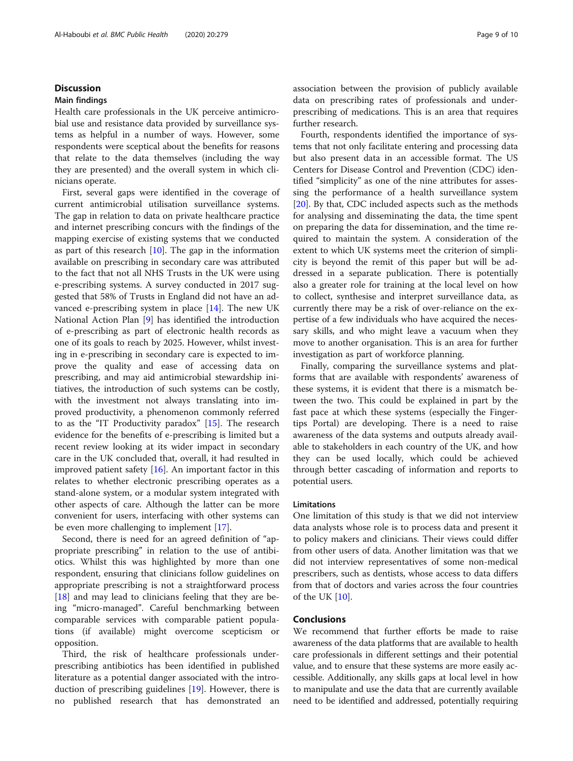## Discussion

### Main findings

Health care professionals in the UK perceive antimicrobial use and resistance data provided by surveillance systems as helpful in a number of ways. However, some respondents were sceptical about the benefits for reasons that relate to the data themselves (including the way they are presented) and the overall system in which clinicians operate.

First, several gaps were identified in the coverage of current antimicrobial utilisation surveillance systems. The gap in relation to data on private healthcare practice and internet prescribing concurs with the findings of the mapping exercise of existing systems that we conducted as part of this research [10]. The gap in the information available on prescribing in secondary care was attributed to the fact that not all NHS Trusts in the UK were using e-prescribing systems. A survey conducted in 2017 suggested that 58% of Trusts in England did not have an advanced e-prescribing system in place [14]. The new UK National Action Plan [9] has identified the introduction of e-prescribing as part of electronic health records as one of its goals to reach by 2025. However, whilst investing in e-prescribing in secondary care is expected to improve the quality and ease of accessing data on prescribing, and may aid antimicrobial stewardship initiatives, the introduction of such systems can be costly, with the investment not always translating into improved productivity, a phenomenon commonly referred to as the "IT Productivity paradox" [15]. The research evidence for the benefits of e-prescribing is limited but a recent review looking at its wider impact in secondary care in the UK concluded that, overall, it had resulted in improved patient safety [16]. An important factor in this relates to whether electronic prescribing operates as a stand-alone system, or a modular system integrated with other aspects of care. Although the latter can be more convenient for users, interfacing with other systems can be even more challenging to implement [17].

Second, there is need for an agreed definition of "appropriate prescribing" in relation to the use of antibiotics. Whilst this was highlighted by more than one respondent, ensuring that clinicians follow guidelines on appropriate prescribing is not a straightforward process [18] and may lead to clinicians feeling that they are being "micro-managed". Careful benchmarking between comparable services with comparable patient populations (if available) might overcome scepticism or opposition.

Third, the risk of healthcare professionals under-prescribing antibiotics has been identified in published literature as a potential danger associated with the introduction of prescribing guidelines [19]. However, there is no published research that has demonstrated an association between the provision of publicly available data on prescribing rates of professionals and under-prescribing of medications. This is an area that requires further research.

Fourth, respondents identified the importance of systems that not only facilitate entering and processing data but also present data in an accessible format. The US Centers for Disease Control and Prevention (CDC) identified "simplicity" as one of the nine attributes for assessing the performance of a health surveillance system [20]. By that, CDC included aspects such as the methods for analysing and disseminating the data, the time spent on preparing the data for dissemination, and the time required to maintain the system. A consideration of the extent to which UK systems meet the criterion of simplicity is beyond the remit of this paper but will be addressed in a separate publication. There is potentially also a greater role for training at the local level on how to collect, synthesise and interpret surveillance data, as currently there may be a risk of over-reliance on the expertise of a few individuals who have acquired the necessary skills, and who might leave a vacuum when they move to another organisation. This is an area for further investigation as part of workforce planning.

Finally, comparing the surveillance systems and platforms that are available with respondents' awareness of these systems, it is evident that there is a mismatch between the two. This could be explained in part by the fast pace at which these systems (especially the Fingertips Portal) are developing. There is a need to raise awareness of the data systems and outputs already available to stakeholders in each country of the UK, and how they can be used locally, which could be achieved through better cascading of information and reports to potential users.

### Limitations

One limitation of this study is that we did not interview data analysts whose role is to process data and present it to policy makers and clinicians. Their views could differ from other users of data. Another limitation was that we did not interview representatives of some non-medical prescribers, such as dentists, whose access to data differs from that of doctors and varies across the four countries of the UK [10].

## Conclusions

We recommend that further efforts be made to raise awareness of the data platforms that are available to health care professionals in different settings and their potential value, and to ensure that these systems are more easily accessible. Additionally, any skills gaps at local level in how to manipulate and use the data that are currently available need to be identified and addressed, potentially requiring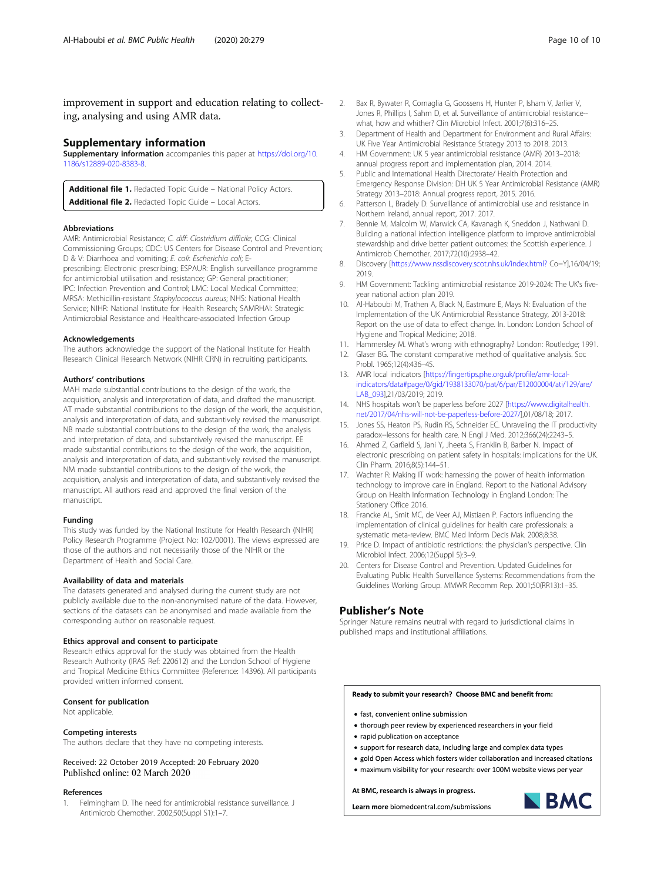improvement in support and education relating to collecting, analysing and using AMR data.

## Supplementary information

**Supplementary information** accompanies this paper at https://doi.org/10.1186/s12889-020-8383-8.

**Additional file 1.** Redacted Topic Guide – National Policy Actors.
**Additional file 2.** Redacted Topic Guide – Local Actors.

### Abbreviations

AMR: Antimicrobial Resistance; *C. diff*: *Clostridium difficile*; CCG: Clinical Commissioning Groups; CDC: US Centers for Disease Control and Prevention; D & V: Diarrhoea and vomiting; *E. coli*: *Escherichia coli*; E-prescribing: Electronic prescribing; ESPAUR: English surveillance programme for antimicrobial utilisation and resistance; GP: General practitioner; IPC: Infection Prevention and Control; LMC: Local Medical Committee; MRSA: Methicillin-resistant *Staphylococcus aureus*; NHS: National Health Service; NIHR: National Institute for Health Research; SAMRHAI: Strategic Antimicrobial Resistance and Healthcare-associated Infection Group

### Acknowledgements

The authors acknowledge the support of the National Institute for Health Research Clinical Research Network (NIHR CRN) in recruiting participants.

### Authors' contributions

MAH made substantial contributions to the design of the work, the acquisition, analysis and interpretation of data, and drafted the manuscript. AT made substantial contributions to the design of the work, the acquisition, analysis and interpretation of data, and substantively revised the manuscript. NB made substantial contributions to the design of the work, the analysis and interpretation of data, and substantively revised the manuscript. EE made substantial contributions to the design of the work, the acquisition, analysis and interpretation of data, and substantively revised the manuscript. NM made substantial contributions to the design of the work, the acquisition, analysis and interpretation of data, and substantively revised the manuscript. All authors read and approved the final version of the manuscript.

### Funding

This study was funded by the National Institute for Health Research (NIHR) Policy Research Programme (Project No: 102/0001). The views expressed are those of the authors and not necessarily those of the NIHR or the Department of Health and Social Care.

### Availability of data and materials

The datasets generated and analysed during the current study are not publicly available due to the non-anonymised nature of the data. However, sections of the datasets can be anonymised and made available from the corresponding author on reasonable request.

### Ethics approval and consent to participate

Research ethics approval for the study was obtained from the Health Research Authority (IRAS Ref: 220612) and the London School of Hygiene and Tropical Medicine Ethics Committee (Reference: 14396). All participants provided written informed consent.

### Consent for publication

Not applicable.

### Competing interests

The authors declare that they have no competing interests.

Received: 22 October 2019 Accepted: 20 February 2020
Published online: 02 March 2020

### References

1. Felmingham D. The need for antimicrobial resistance surveillance. J Antimicrob Chemother. 2002;50(Suppl S1):1–7.
2. Bax R, Bywater R, Cornaglia G, Goossens H, Hunter P, Isham V, Jarlier V, Jones R, Phillips I, Sahm D, et al. Surveillance of antimicrobial resistance--what, how and whither? Clin Microbiol Infect. 2001;7(6):316–25.
3. Department of Health and Department for Environment and Rural Affairs: UK Five Year Antimicrobial Resistance Strategy 2013 to 2018. 2013.
4. HM Government: UK 5 year antimicrobial resistance (AMR) 2013–2018: annual progress report and implementation plan, 2014. 2014.
5. Public and International Health Directorate/ Health Protection and Emergency Response Division: DH UK 5 Year Antimicrobial Resistance (AMR) Strategy 2013–2018: Annual progress report, 2015. 2016.
6. Patterson L, Bradely D: Surveillance of antimicrobial use and resistance in Northern Ireland, annual report, 2017. 2017.
7. Bennie M, Malcolm W, Marwick CA, Kavanagh K, Sneddon J, Nathwani D. Building a national infection intelligence platform to improve antimicrobial stewardship and drive better patient outcomes: the Scottish experience. J Antimicrob Chemother. 2017;72(10):2938–42.
8. Discovery [https://www.nssdiscovery.scot.nhs.uk/index.html? Co=Y],16/04/19; 2019.
9. HM Government: Tackling antimicrobial resistance 2019-2024: The UK's five-year national action plan 2019.
10. Al-Haboubi M, Trathen A, Black N, Eastmure E, Mays N: Evaluation of the Implementation of the UK Antimicrobial Resistance Strategy, 2013-2018: Report on the use of data to effect change. In. London: London School of Hygiene and Tropical Medicine; 2018.
11. Hammersley M. What's wrong with ethnography? London: Routledge; 1991.
12. Glaser BG. The constant comparative method of qualitative analysis. Soc Probl. 1965;12(4):436–45.
13. AMR local indicators [https://fingertips.phe.org.uk/profile/amr-local-indicators/data#page/0/gid/1938133070/pat/6/par/E12000004/ati/129/are/LAB_093],21/03/2019; 2019.
14. NHS hospitals won't be paperless before 2027 [https://www.digitalhealth.net/2017/04/nhs-will-not-be-paperless-before-2027/],01/08/18; 2017.
15. Jones SS, Heaton PS, Rudin RS, Schneider EC. Unraveling the IT productivity paradox--lessons for health care. N Engl J Med. 2012;366(24):2243–5.
16. Ahmed Z, Garfield S, Jani Y, Jheeta S, Franklin B, Barber N. Impact of electronic prescribing on patient safety in hospitals: implications for the UK. Clin Pharm. 2016;8(5):144–51.
17. Wachter R: Making IT work: harnessing the power of health information technology to improve care in England. Report to the National Advisory Group on Health Information Technology in England. London: The Stationery Office 2016.
18. Francke AL, Smit MC, de Veer AJ, Mistiaen P. Factors influencing the implementation of clinical guidelines for health care professionals: a systematic meta-review. BMC Med Inform Decis Mak. 2008;8:38.
19. Price D. Impact of antibiotic restrictions: the physician's perspective. Clin Microbiol Infect. 2006;12(Suppl 5):3–9.
20. Centers for Disease Control and Prevention. Updated Guidelines for Evaluating Public Health Surveillance Systems: Recommendations from the Guidelines Working Group. MMWR Recomm Rep. 2001;50(RR13):1–35.

## Publisher's Note

Springer Nature remains neutral with regard to jurisdictional claims in published maps and institutional affiliations.

**Ready to submit your research? Choose BMC and benefit from:**

- fast, convenient online submission
- thorough peer review by experienced researchers in your field
- rapid publication on acceptance
- support for research data, including large and complex data types
- gold Open Access which fosters wider collaboration and increased citations
- maximum visibility for your research: over 100M website views per year

**At BMC, research is always in progress.**

**Learn more** biomedcentral.com/submissions

BMC